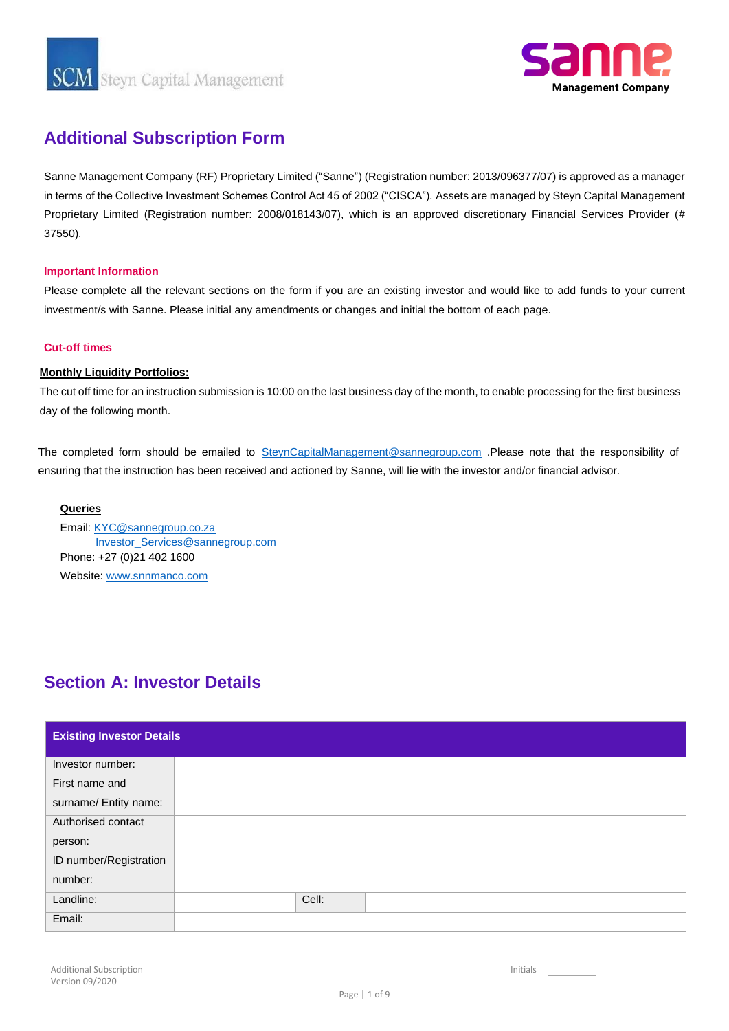SCM Steyn Capital Management

sanne Management Company

# Additional Subscription Form

Sanne Management Company (RF) Proprietary Limited ("Sanne") (Registration number: 2013/096377/07) is approved as a manager in terms of the Collective Investment Schemes Control Act 45 of 2002 ("CISCA"). Assets are managed by Steyn Capital Management Proprietary Limited (Registration number: 2008/018143/07), which is an approved discretionary Financial Services Provider (# 37550).

**Important Information**

Please complete all the relevant sections on the form if you are an existing investor and would like to add funds to your current investment/s with Sanne. Please initial any amendments or changes and initial the bottom of each page.

**Cut-off times**

**Monthly Liquidity Portfolios:**

The cut off time for an instruction submission is 10:00 on the last business day of the month, to enable processing for the first business day of the following month.

The completed form should be emailed to SteynCapitalManagement@sannegroup.com .Please note that the responsibility of ensuring that the instruction has been received and actioned by Sanne, will lie with the investor and/or financial advisor.

**Queries**

Email: KYC@sannegroup.co.za
Investor_Services@sannegroup.com
Phone: +27 (0)21 402 1600
Website: www.snnmanco.com

## Section A: Investor Details

| Existing Investor Details | | | |
|---|---|---|---|
| Investor number: | | | |
| First name and surname/ Entity name: | | | |
| Authorised contact person: | | | |
| ID number/Registration number: | | | |
| Landline: | | Cell: | |
| Email: | | | |

Additional Subscription
Version 09/2020

Initials ________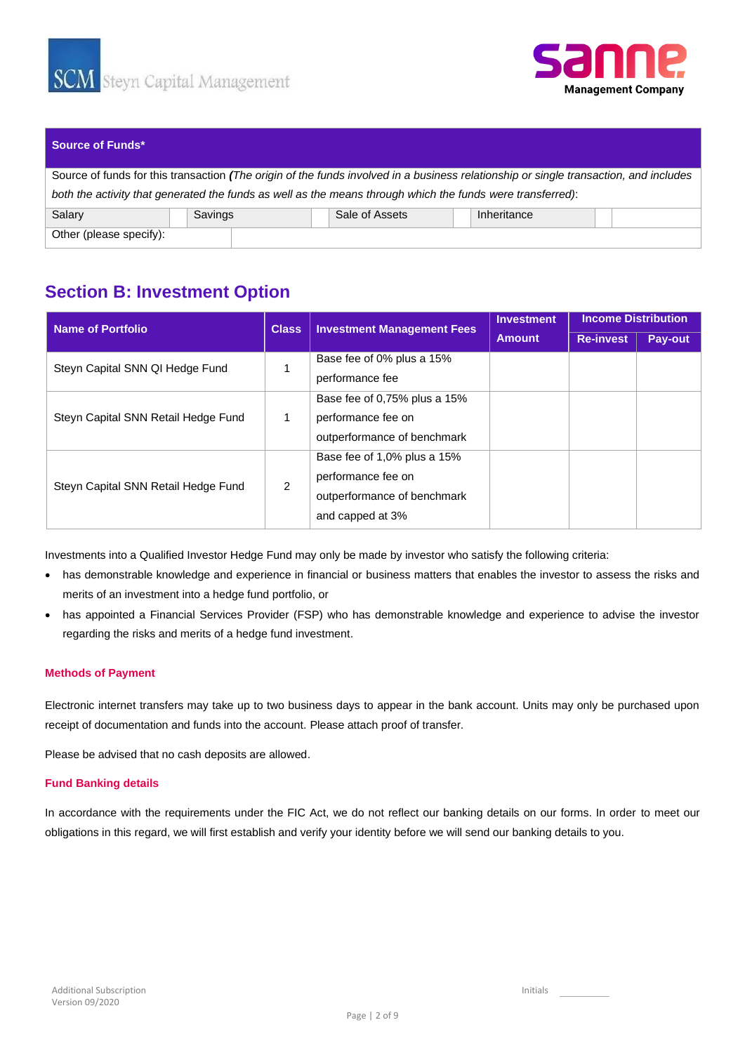| Source of Funds* | | | | | | | |
|---|---|---|---|---|---|---|---|
| Source of funds for this transaction ***(****The origin of the funds involved in a business relationship or single transaction, and includes both the activity that generated the funds as well as the means through which the funds were transferred)*: | | | | | | | |
| Salary | | Savings | | Sale of Assets | | Inheritance | |
| Other (please specify): | | | | | | | |

## Section B: Investment Option

| Name of Portfolio | Class | Investment Management Fees | Investment Amount | Income Distribution | |
|---|---|---|---|---|---|
| | | | | Re-invest | Pay-out |
| Steyn Capital SNN QI Hedge Fund | 1 | Base fee of 0% plus a 15% performance fee | | | |
| Steyn Capital SNN Retail Hedge Fund | 1 | Base fee of 0,75% plus a 15% performance fee on outperformance of benchmark | | | |
| Steyn Capital SNN Retail Hedge Fund | 2 | Base fee of 1,0% plus a 15% performance fee on outperformance of benchmark and capped at 3% | | | |

Investments into a Qualified Investor Hedge Fund may only be made by investor who satisfy the following criteria:

- has demonstrable knowledge and experience in financial or business matters that enables the investor to assess the risks and merits of an investment into a hedge fund portfolio, or
- has appointed a Financial Services Provider (FSP) who has demonstrable knowledge and experience to advise the investor regarding the risks and merits of a hedge fund investment.

#### Methods of Payment

Electronic internet transfers may take up to two business days to appear in the bank account. Units may only be purchased upon receipt of documentation and funds into the account. Please attach proof of transfer.

Please be advised that no cash deposits are allowed.

#### Fund Banking details

In accordance with the requirements under the FIC Act, we do not reflect our banking details on our forms. In order to meet our obligations in this regard, we will first establish and verify your identity before we will send our banking details to you.

Initials \_\_\_\_\_\_\_\_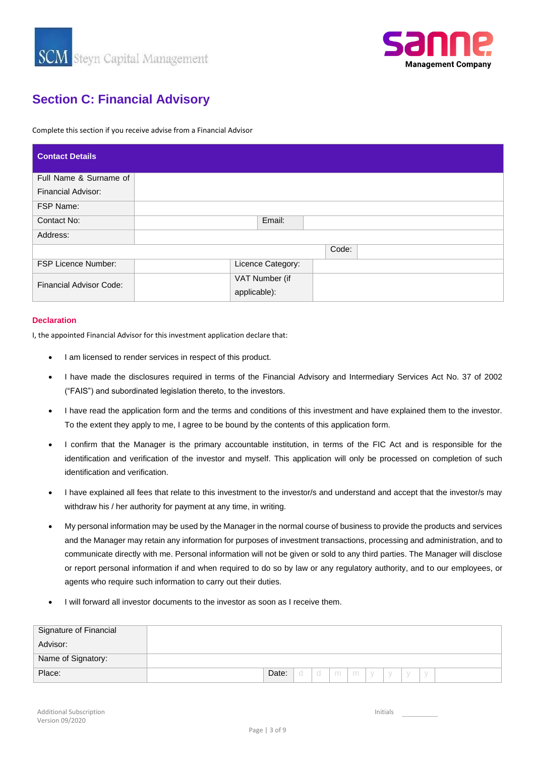## Section C: Financial Advisory

Complete this section if you receive advise from a Financial Advisor

| Contact Details | | | |
|---|---|---|---|
| Full Name & Surname of Financial Advisor: | | | |
| FSP Name: | | | |
| Contact No: | | Email: | |
| Address: | | | |
| | | Code: | |
| FSP Licence Number: | | Licence Category: | |
| Financial Advisor Code: | | VAT Number (if applicable): | |

**Declaration**

I, the appointed Financial Advisor for this investment application declare that:

- I am licensed to render services in respect of this product.
- I have made the disclosures required in terms of the Financial Advisory and Intermediary Services Act No. 37 of 2002 ("FAIS") and subordinated legislation thereto, to the investors.
- I have read the application form and the terms and conditions of this investment and have explained them to the investor. To the extent they apply to me, I agree to be bound by the contents of this application form.
- I confirm that the Manager is the primary accountable institution, in terms of the FIC Act and is responsible for the identification and verification of the investor and myself. This application will only be processed on completion of such identification and verification.
- I have explained all fees that relate to this investment to the investor/s and understand and accept that the investor/s may withdraw his / her authority for payment at any time, in writing.
- My personal information may be used by the Manager in the normal course of business to provide the products and services and the Manager may retain any information for purposes of investment transactions, processing and administration, and to communicate directly with me. Personal information will not be given or sold to any third parties. The Manager will disclose or report personal information if and when required to do so by law or any regulatory authority, and to our employees, or agents who require such information to carry out their duties.
- I will forward all investor documents to the investor as soon as I receive them.

| Signature of Financial Advisor: | | | |
|---|---|---|---|
| Name of Signatory: | | | |
| Place: | | Date: | d d m m y y y y |

Additional Subscription
Version 09/2020

Initials ________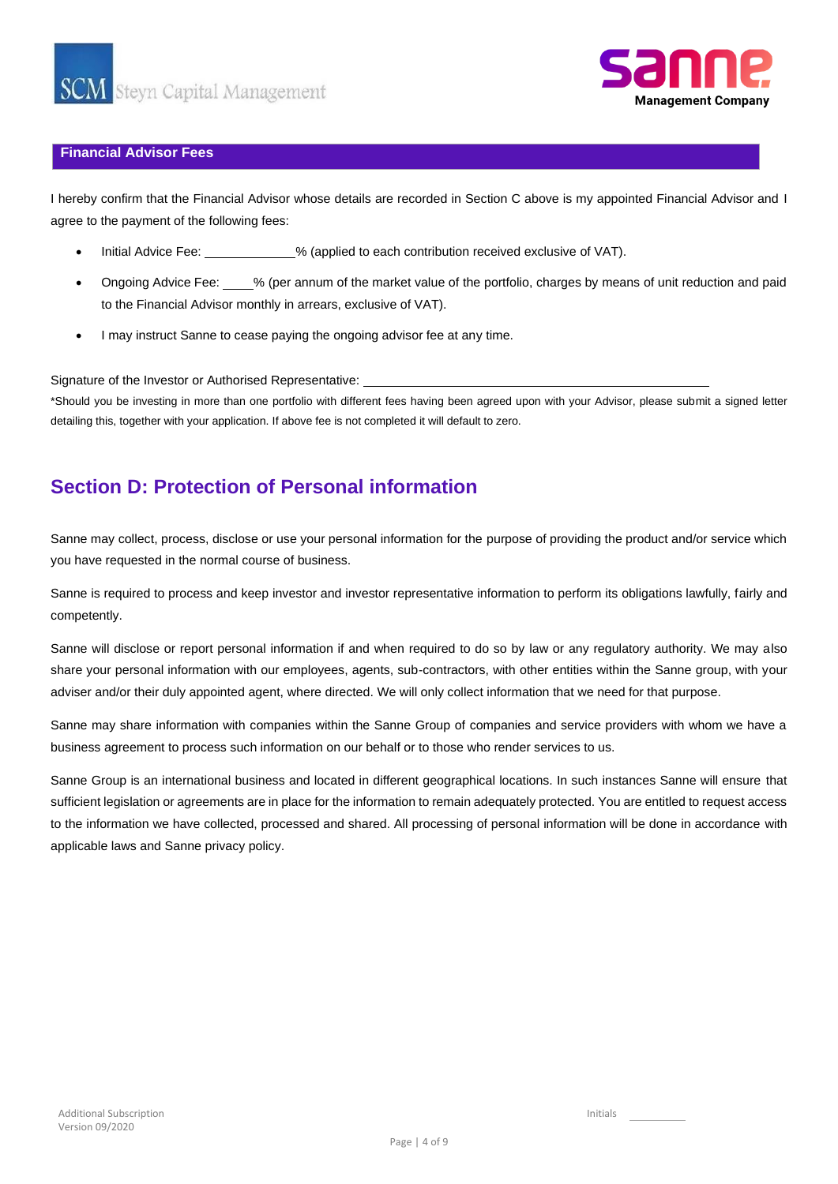## Financial Advisor Fees

I hereby confirm that the Financial Advisor whose details are recorded in Section C above is my appointed Financial Advisor and I agree to the payment of the following fees:

- Initial Advice Fee: ____________% (applied to each contribution received exclusive of VAT).
- Ongoing Advice Fee: ____% (per annum of the market value of the portfolio, charges by means of unit reduction and paid to the Financial Advisor monthly in arrears, exclusive of VAT).
- I may instruct Sanne to cease paying the ongoing advisor fee at any time.

Signature of the Investor or Authorised Representative: ______________________________________________

*Should you be investing in more than one portfolio with different fees having been agreed upon with your Advisor, please submit a signed letter detailing this, together with your application. If above fee is not completed it will default to zero.

## Section D: Protection of Personal information

Sanne may collect, process, disclose or use your personal information for the purpose of providing the product and/or service which you have requested in the normal course of business.

Sanne is required to process and keep investor and investor representative information to perform its obligations lawfully, fairly and competently.

Sanne will disclose or report personal information if and when required to do so by law or any regulatory authority. We may also share your personal information with our employees, agents, sub-contractors, with other entities within the Sanne group, with your adviser and/or their duly appointed agent, where directed. We will only collect information that we need for that purpose.

Sanne may share information with companies within the Sanne Group of companies and service providers with whom we have a business agreement to process such information on our behalf or to those who render services to us.

Sanne Group is an international business and located in different geographical locations. In such instances Sanne will ensure that sufficient legislation or agreements are in place for the information to remain adequately protected. You are entitled to request access to the information we have collected, processed and shared. All processing of personal information will be done in accordance with applicable laws and Sanne privacy policy.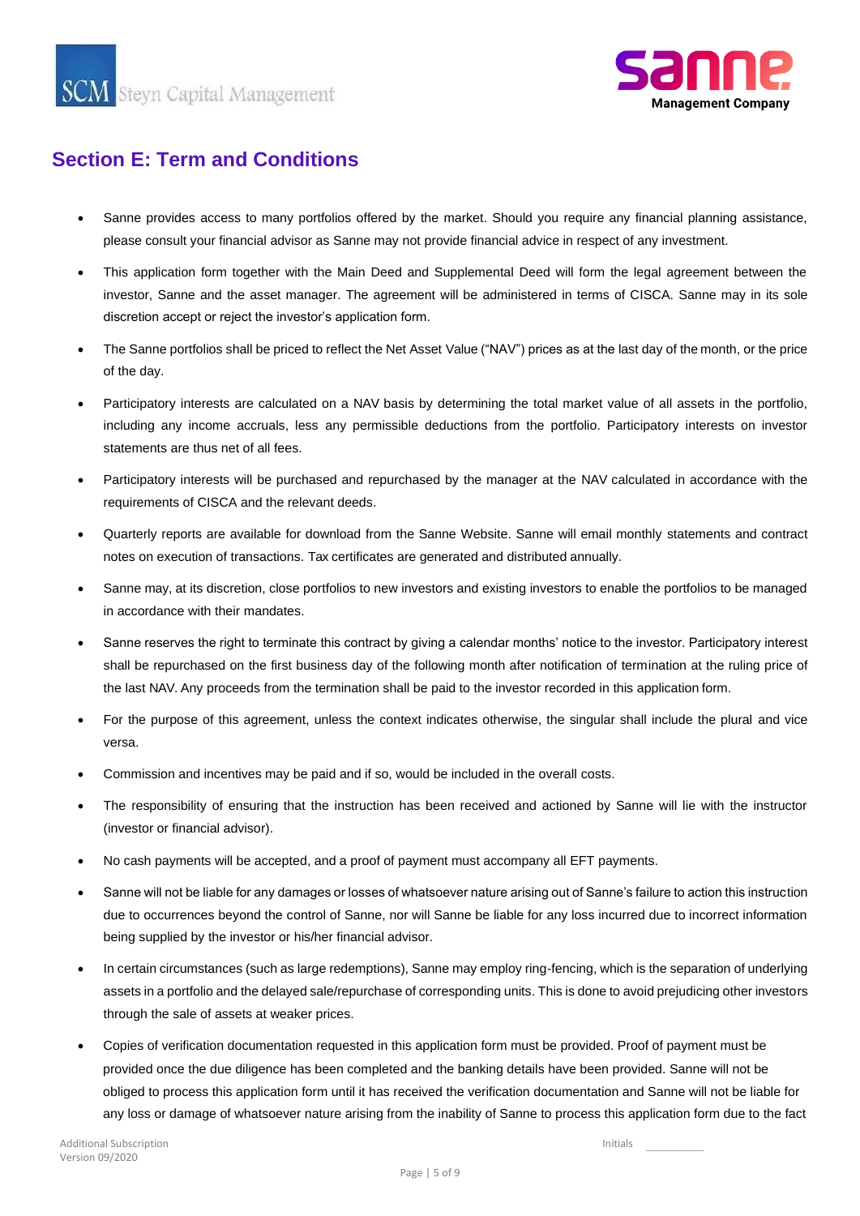## Section E: Term and Conditions

- Sanne provides access to many portfolios offered by the market. Should you require any financial planning assistance, please consult your financial advisor as Sanne may not provide financial advice in respect of any investment.
- This application form together with the Main Deed and Supplemental Deed will form the legal agreement between the investor, Sanne and the asset manager. The agreement will be administered in terms of CISCA. Sanne may in its sole discretion accept or reject the investor's application form.
- The Sanne portfolios shall be priced to reflect the Net Asset Value ("NAV") prices as at the last day of the month, or the price of the day.
- Participatory interests are calculated on a NAV basis by determining the total market value of all assets in the portfolio, including any income accruals, less any permissible deductions from the portfolio. Participatory interests on investor statements are thus net of all fees.
- Participatory interests will be purchased and repurchased by the manager at the NAV calculated in accordance with the requirements of CISCA and the relevant deeds.
- Quarterly reports are available for download from the Sanne Website. Sanne will email monthly statements and contract notes on execution of transactions. Tax certificates are generated and distributed annually.
- Sanne may, at its discretion, close portfolios to new investors and existing investors to enable the portfolios to be managed in accordance with their mandates.
- Sanne reserves the right to terminate this contract by giving a calendar months' notice to the investor. Participatory interest shall be repurchased on the first business day of the following month after notification of termination at the ruling price of the last NAV. Any proceeds from the termination shall be paid to the investor recorded in this application form.
- For the purpose of this agreement, unless the context indicates otherwise, the singular shall include the plural and vice versa.
- Commission and incentives may be paid and if so, would be included in the overall costs.
- The responsibility of ensuring that the instruction has been received and actioned by Sanne will lie with the instructor (investor or financial advisor).
- No cash payments will be accepted, and a proof of payment must accompany all EFT payments.
- Sanne will not be liable for any damages or losses of whatsoever nature arising out of Sanne's failure to action this instruction due to occurrences beyond the control of Sanne, nor will Sanne be liable for any loss incurred due to incorrect information being supplied by the investor or his/her financial advisor.
- In certain circumstances (such as large redemptions), Sanne may employ ring-fencing, which is the separation of underlying assets in a portfolio and the delayed sale/repurchase of corresponding units. This is done to avoid prejudicing other investors through the sale of assets at weaker prices.
- Copies of verification documentation requested in this application form must be provided. Proof of payment must be provided once the due diligence has been completed and the banking details have been provided. Sanne will not be obliged to process this application form until it has received the verification documentation and Sanne will not be liable for any loss or damage of whatsoever nature arising from the inability of Sanne to process this application form due to the fact

Additional Subscription
Version 09/2020

Initials ________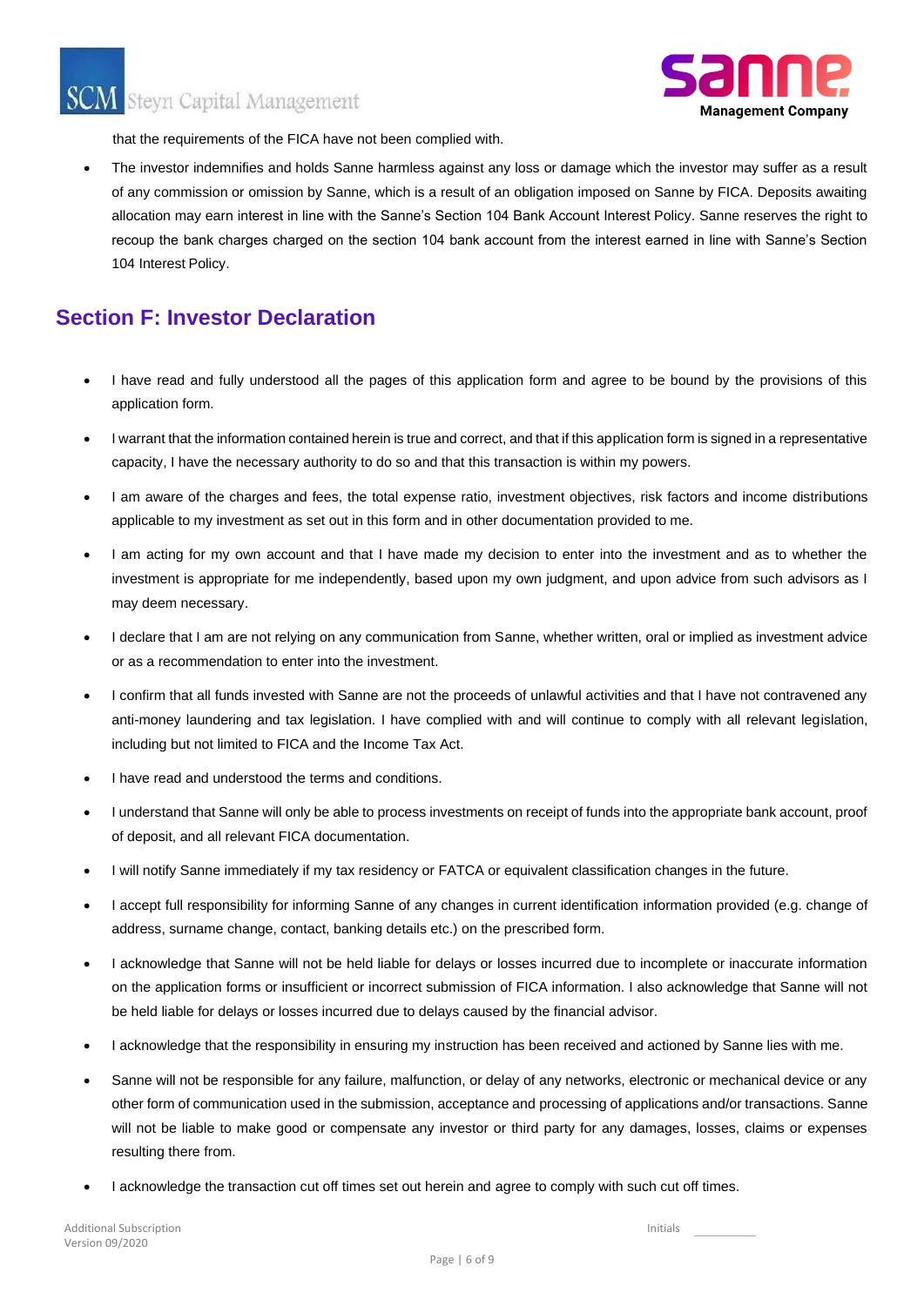that the requirements of the FICA have not been complied with.

- The investor indemnifies and holds Sanne harmless against any loss or damage which the investor may suffer as a result of any commission or omission by Sanne, which is a result of an obligation imposed on Sanne by FICA. Deposits awaiting allocation may earn interest in line with the Sanne's Section 104 Bank Account Interest Policy. Sanne reserves the right to recoup the bank charges charged on the section 104 bank account from the interest earned in line with Sanne's Section 104 Interest Policy.

## Section F: Investor Declaration

- I have read and fully understood all the pages of this application form and agree to be bound by the provisions of this application form.
- I warrant that the information contained herein is true and correct, and that if this application form is signed in a representative capacity, I have the necessary authority to do so and that this transaction is within my powers.
- I am aware of the charges and fees, the total expense ratio, investment objectives, risk factors and income distributions applicable to my investment as set out in this form and in other documentation provided to me.
- I am acting for my own account and that I have made my decision to enter into the investment and as to whether the investment is appropriate for me independently, based upon my own judgment, and upon advice from such advisors as I may deem necessary.
- I declare that I am are not relying on any communication from Sanne, whether written, oral or implied as investment advice or as a recommendation to enter into the investment.
- I confirm that all funds invested with Sanne are not the proceeds of unlawful activities and that I have not contravened any anti-money laundering and tax legislation. I have complied with and will continue to comply with all relevant legislation, including but not limited to FICA and the Income Tax Act.
- I have read and understood the terms and conditions.
- I understand that Sanne will only be able to process investments on receipt of funds into the appropriate bank account, proof of deposit, and all relevant FICA documentation.
- I will notify Sanne immediately if my tax residency or FATCA or equivalent classification changes in the future.
- I accept full responsibility for informing Sanne of any changes in current identification information provided (e.g. change of address, surname change, contact, banking details etc.) on the prescribed form.
- I acknowledge that Sanne will not be held liable for delays or losses incurred due to incomplete or inaccurate information on the application forms or insufficient or incorrect submission of FICA information. I also acknowledge that Sanne will not be held liable for delays or losses incurred due to delays caused by the financial advisor.
- I acknowledge that the responsibility in ensuring my instruction has been received and actioned by Sanne lies with me.
- Sanne will not be responsible for any failure, malfunction, or delay of any networks, electronic or mechanical device or any other form of communication used in the submission, acceptance and processing of applications and/or transactions. Sanne will not be liable to make good or compensate any investor or third party for any damages, losses, claims or expenses resulting there from.
- I acknowledge the transaction cut off times set out herein and agree to comply with such cut off times.

Initials \_\_\_\_\_\_\_\_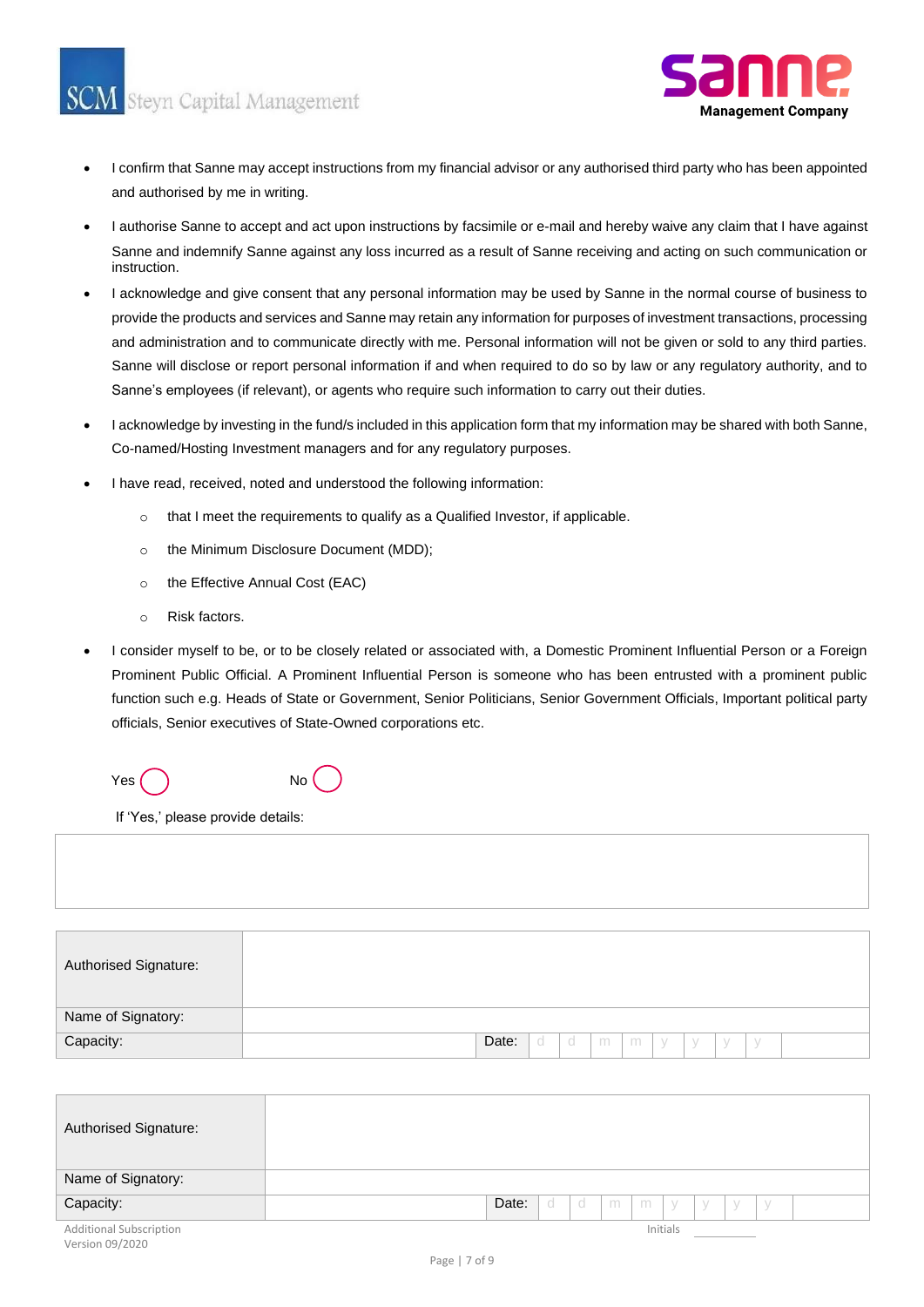- I confirm that Sanne may accept instructions from my financial advisor or any authorised third party who has been appointed and authorised by me in writing.
- I authorise Sanne to accept and act upon instructions by facsimile or e-mail and hereby waive any claim that I have against Sanne and indemnify Sanne against any loss incurred as a result of Sanne receiving and acting on such communication or instruction.
- I acknowledge and give consent that any personal information may be used by Sanne in the normal course of business to provide the products and services and Sanne may retain any information for purposes of investment transactions, processing and administration and to communicate directly with me. Personal information will not be given or sold to any third parties. Sanne will disclose or report personal information if and when required to do so by law or any regulatory authority, and to Sanne's employees (if relevant), or agents who require such information to carry out their duties.
- I acknowledge by investing in the fund/s included in this application form that my information may be shared with both Sanne, Co-named/Hosting Investment managers and for any regulatory purposes.
- I have read, received, noted and understood the following information:
  - that I meet the requirements to qualify as a Qualified Investor, if applicable.
  - the Minimum Disclosure Document (MDD);
  - the Effective Annual Cost (EAC)
  - Risk factors.
- I consider myself to be, or to be closely related or associated with, a Domestic Prominent Influential Person or a Foreign Prominent Public Official. A Prominent Influential Person is someone who has been entrusted with a prominent public function such e.g. Heads of State or Government, Senior Politicians, Senior Government Officials, Important political party officials, Senior executives of State-Owned corporations etc.

Yes ◯ No ◯

If 'Yes,' please provide details:

| |
|---|
| |

| Authorised Signature: | | | |
|---|---|---|---|
| Name of Signatory: | | | |
| Capacity: | | Date: | d d m m y y y y |

| Authorised Signature: | | | |
|---|---|---|---|
| Name of Signatory: | | | |
| Capacity: | | Date: | d d m m y y y y |

Initials ______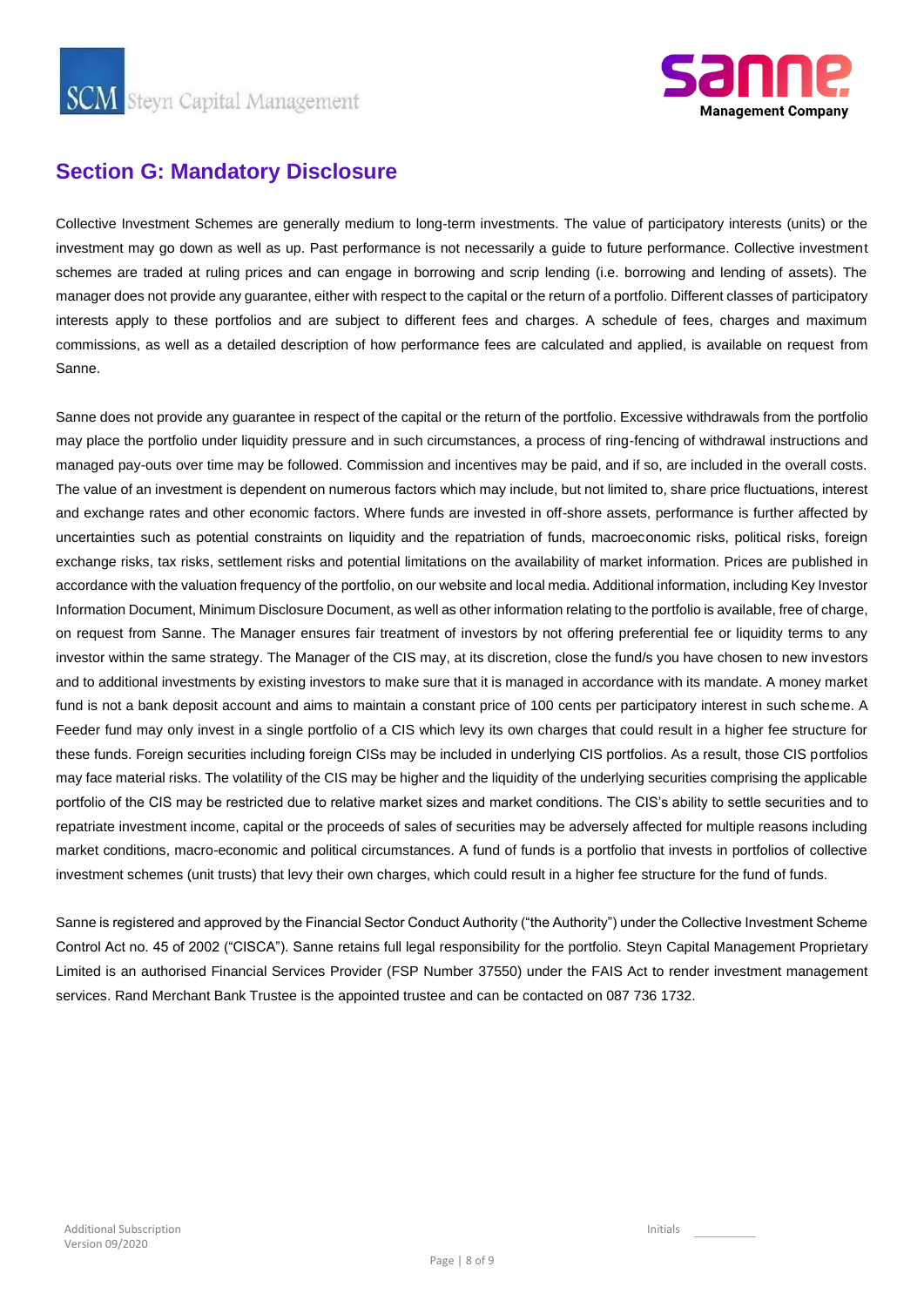## Section G: Mandatory Disclosure

Collective Investment Schemes are generally medium to long-term investments. The value of participatory interests (units) or the investment may go down as well as up. Past performance is not necessarily a guide to future performance. Collective investment schemes are traded at ruling prices and can engage in borrowing and scrip lending (i.e. borrowing and lending of assets). The manager does not provide any guarantee, either with respect to the capital or the return of a portfolio. Different classes of participatory interests apply to these portfolios and are subject to different fees and charges. A schedule of fees, charges and maximum commissions, as well as a detailed description of how performance fees are calculated and applied, is available on request from Sanne.

Sanne does not provide any guarantee in respect of the capital or the return of the portfolio. Excessive withdrawals from the portfolio may place the portfolio under liquidity pressure and in such circumstances, a process of ring-fencing of withdrawal instructions and managed pay-outs over time may be followed. Commission and incentives may be paid, and if so, are included in the overall costs. The value of an investment is dependent on numerous factors which may include, but not limited to, share price fluctuations, interest and exchange rates and other economic factors. Where funds are invested in off-shore assets, performance is further affected by uncertainties such as potential constraints on liquidity and the repatriation of funds, macroeconomic risks, political risks, foreign exchange risks, tax risks, settlement risks and potential limitations on the availability of market information. Prices are published in accordance with the valuation frequency of the portfolio, on our website and local media. Additional information, including Key Investor Information Document, Minimum Disclosure Document, as well as other information relating to the portfolio is available, free of charge, on request from Sanne. The Manager ensures fair treatment of investors by not offering preferential fee or liquidity terms to any investor within the same strategy. The Manager of the CIS may, at its discretion, close the fund/s you have chosen to new investors and to additional investments by existing investors to make sure that it is managed in accordance with its mandate. A money market fund is not a bank deposit account and aims to maintain a constant price of 100 cents per participatory interest in such scheme. A Feeder fund may only invest in a single portfolio of a CIS which levy its own charges that could result in a higher fee structure for these funds. Foreign securities including foreign CISs may be included in underlying CIS portfolios. As a result, those CIS portfolios may face material risks. The volatility of the CIS may be higher and the liquidity of the underlying securities comprising the applicable portfolio of the CIS may be restricted due to relative market sizes and market conditions. The CIS's ability to settle securities and to repatriate investment income, capital or the proceeds of sales of securities may be adversely affected for multiple reasons including market conditions, macro-economic and political circumstances. A fund of funds is a portfolio that invests in portfolios of collective investment schemes (unit trusts) that levy their own charges, which could result in a higher fee structure for the fund of funds.

Sanne is registered and approved by the Financial Sector Conduct Authority ("the Authority") under the Collective Investment Scheme Control Act no. 45 of 2002 ("CISCA"). Sanne retains full legal responsibility for the portfolio. Steyn Capital Management Proprietary Limited is an authorised Financial Services Provider (FSP Number 37550) under the FAIS Act to render investment management services. Rand Merchant Bank Trustee is the appointed trustee and can be contacted on 087 736 1732.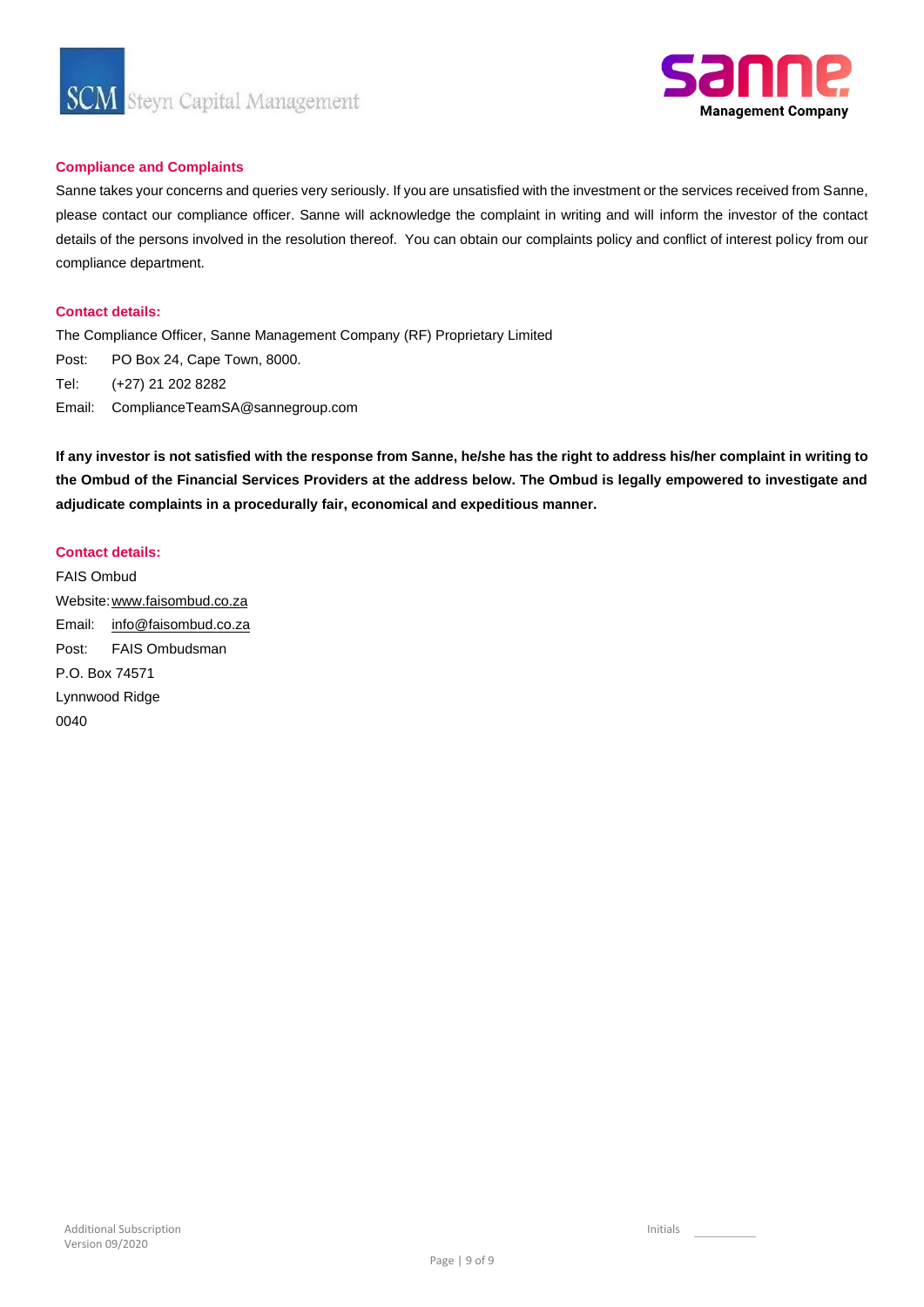## Compliance and Complaints

Sanne takes your concerns and queries very seriously. If you are unsatisfied with the investment or the services received from Sanne, please contact our compliance officer. Sanne will acknowledge the complaint in writing and will inform the investor of the contact details of the persons involved in the resolution thereof. You can obtain our complaints policy and conflict of interest policy from our compliance department.

### Contact details:

The Compliance Officer, Sanne Management Company (RF) Proprietary Limited

Post: PO Box 24, Cape Town, 8000.

Tel: (+27) 21 202 8282

Email: ComplianceTeamSA@sannegroup.com

**If any investor is not satisfied with the response from Sanne, he/she has the right to address his/her complaint in writing to the Ombud of the Financial Services Providers at the address below. The Ombud is legally empowered to investigate and adjudicate complaints in a procedurally fair, economical and expeditious manner.**

### Contact details:

FAIS Ombud

Website: www.faisombud.co.za

Email: info@faisombud.co.za

Post: FAIS Ombudsman

P.O. Box 74571

Lynnwood Ridge

0040

Additional Subscription
Version 09/2020

Initials ________